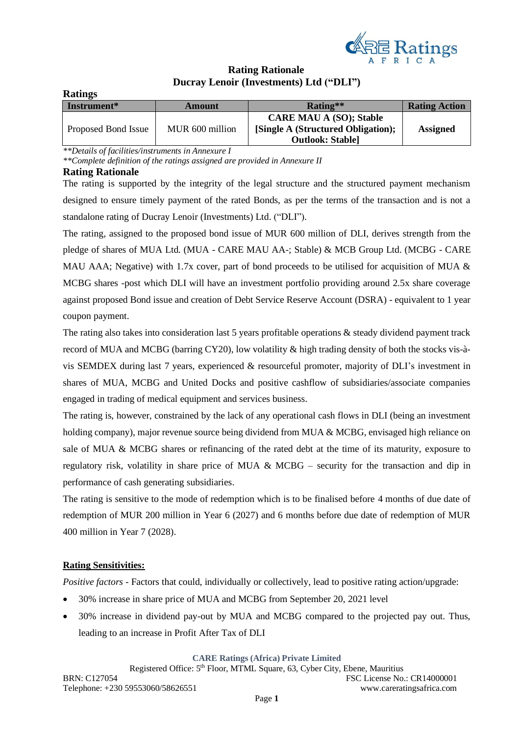# Rating Rationale
## Ducray Lenoir (Investments) Ltd ("DLI")

### Ratings

| Instrument* | Amount | Rating** | Rating Action |
|---|---|---|---|
| Proposed Bond Issue | MUR 600 million | **CARE MAU A (SO); Stable [Single A (Structured Obligation); Outlook: Stable]** | **Assigned** |

*\*\*Details of facilities/instruments in Annexure I*

*\*\*Complete definition of the ratings assigned are provided in Annexure II*

### Rating Rationale

The rating is supported by the integrity of the legal structure and the structured payment mechanism designed to ensure timely payment of the rated Bonds, as per the terms of the transaction and is not a standalone rating of Ducray Lenoir (Investments) Ltd. ("DLI").

The rating, assigned to the proposed bond issue of MUR 600 million of DLI, derives strength from the pledge of shares of MUA Ltd. (MUA - CARE MAU AA-; Stable) & MCB Group Ltd. (MCBG - CARE MAU AAA; Negative) with 1.7x cover, part of bond proceeds to be utilised for acquisition of MUA & MCBG shares -post which DLI will have an investment portfolio providing around 2.5x share coverage against proposed Bond issue and creation of Debt Service Reserve Account (DSRA) - equivalent to 1 year coupon payment.

The rating also takes into consideration last 5 years profitable operations & steady dividend payment track record of MUA and MCBG (barring CY20), low volatility & high trading density of both the stocks vis-à-vis SEMDEX during last 7 years, experienced & resourceful promoter, majority of DLI's investment in shares of MUA, MCBG and United Docks and positive cashflow of subsidiaries/associate companies engaged in trading of medical equipment and services business.

The rating is, however, constrained by the lack of any operational cash flows in DLI (being an investment holding company), major revenue source being dividend from MUA & MCBG, envisaged high reliance on sale of MUA & MCBG shares or refinancing of the rated debt at the time of its maturity, exposure to regulatory risk, volatility in share price of MUA & MCBG – security for the transaction and dip in performance of cash generating subsidiaries.

The rating is sensitive to the mode of redemption which is to be finalised before 4 months of due date of redemption of MUR 200 million in Year 6 (2027) and 6 months before due date of redemption of MUR 400 million in Year 7 (2028).

**<u>Rating Sensitivities:</u>**

*Positive factors* - Factors that could, individually or collectively, lead to positive rating action/upgrade:

- 30% increase in share price of MUA and MCBG from September 20, 2021 level
- 30% increase in dividend pay-out by MUA and MCBG compared to the projected pay out. Thus, leading to an increase in Profit After Tax of DLI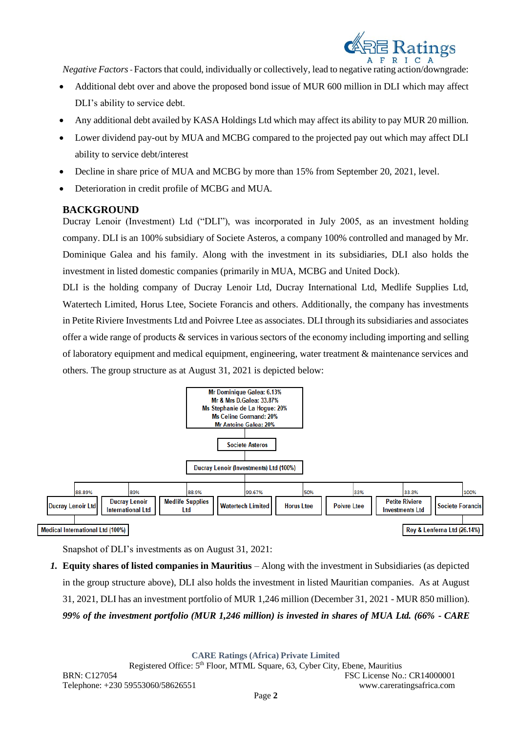*Negative Factors* - Factors that could, individually or collectively, lead to negative rating action/downgrade:

- Additional debt over and above the proposed bond issue of MUR 600 million in DLI which may affect DLI's ability to service debt.
- Any additional debt availed by KASA Holdings Ltd which may affect its ability to pay MUR 20 million.
- Lower dividend pay-out by MUA and MCBG compared to the projected pay out which may affect DLI ability to service debt/interest
- Decline in share price of MUA and MCBG by more than 15% from September 20, 2021, level.
- Deterioration in credit profile of MCBG and MUA.

## BACKGROUND

Ducray Lenoir (Investment) Ltd ("DLI"), was incorporated in July 2005, as an investment holding company. DLI is an 100% subsidiary of Societe Asteros, a company 100% controlled and managed by Mr. Dominique Galea and his family. Along with the investment in its subsidiaries, DLI also holds the investment in listed domestic companies (primarily in MUA, MCBG and United Dock).

DLI is the holding company of Ducray Lenoir Ltd, Ducray International Ltd, Medlife Supplies Ltd, Watertech Limited, Horus Ltee, Societe Forancis and others. Additionally, the company has investments in Petite Riviere Investments Ltd and Poivree Ltee as associates. DLI through its subsidiaries and associates offer a wide range of products & services in various sectors of the economy including importing and selling of laboratory equipment and medical equipment, engineering, water treatment & maintenance services and others. The group structure as at August 31, 2021 is depicted below:

Mr Dominique Galea: 6.13%
Mr & Mrs D.Galea: 33.87%
Ms Stephanie de La Hogue: 20%
Ms Celine Gormand: 20%
Mr Antoine Galea: 20%

Societe Asteros

Ducray Lenoir (Investments) Ltd (100%)

| Ducray Lenoir Ltd | Ducray Lenoir International Ltd | Medlife Supplies Ltd | Watertech Limited | Horus Ltee | Poivre Ltee | Petite Riviere Investments Ltd | Societe Forancis |
|---|---|---|---|---|---|---|---|
| 88.89% | 89% | 88.9% | 99.67% | 50% | 33% | 33.3% | 100% |

Medical International Ltd (100%) (under Ducray Lenoir Ltd)

Rey & Lenferna Ltd (26.14%) (under Societe Forancis)

Snapshot of DLI's investments as on August 31, 2021:

1. **Equity shares of listed companies in Mauritius** – Along with the investment in Subsidiaries (as depicted in the group structure above), DLI also holds the investment in listed Mauritian companies. As at August 31, 2021, DLI has an investment portfolio of MUR 1,246 million (December 31, 2021 - MUR 850 million). ***99% of the investment portfolio (MUR 1,246 million) is invested in shares of MUA Ltd. (66% - CARE***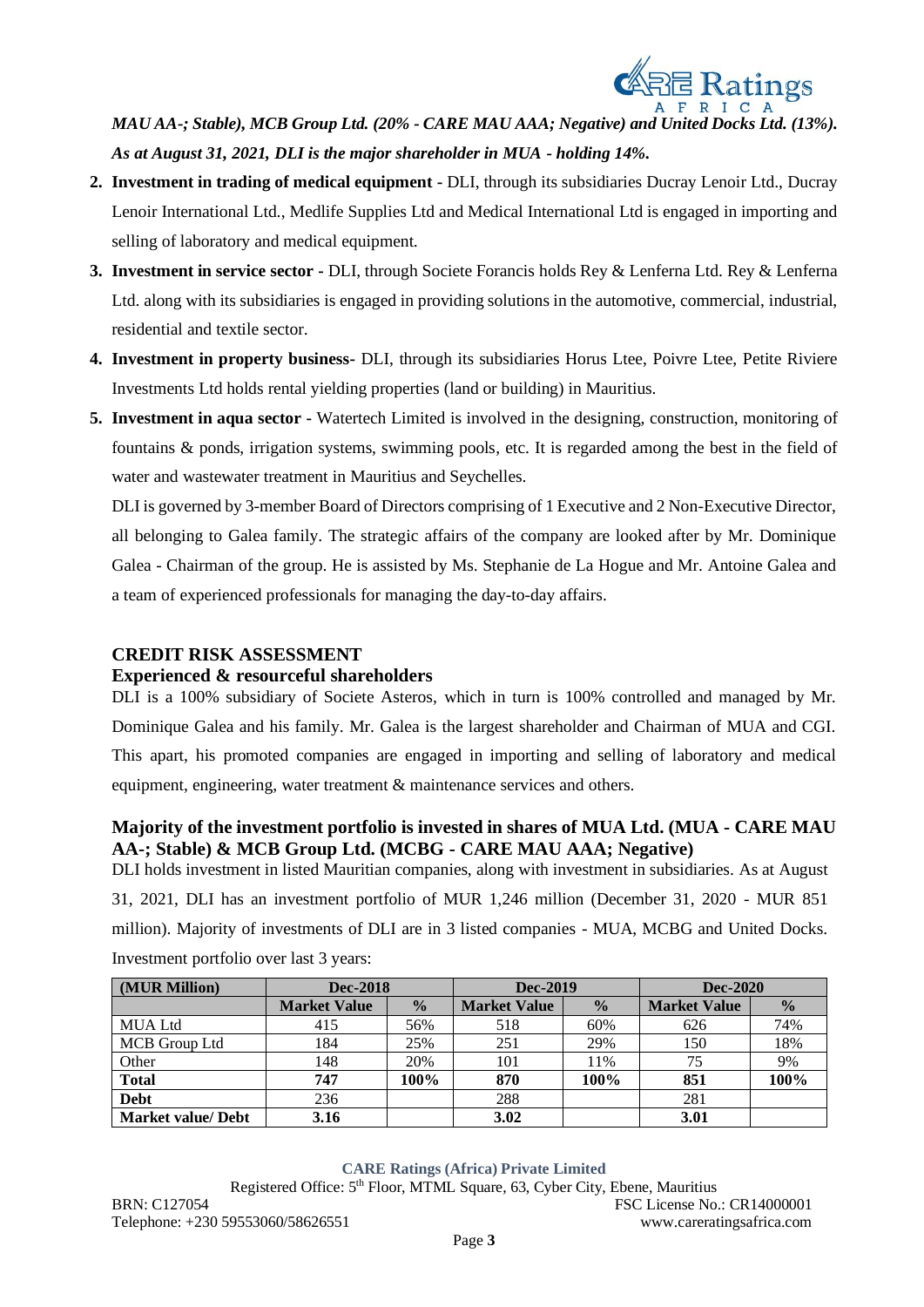*MAU AA-; Stable), MCB Group Ltd. (20% - CARE MAU AAA; Negative) and United Docks Ltd. (13%). As at August 31, 2021, DLI is the major shareholder in MUA - holding 14%.*

2. **Investment in trading of medical equipment** - DLI, through its subsidiaries Ducray Lenoir Ltd., Ducray Lenoir International Ltd., Medlife Supplies Ltd and Medical International Ltd is engaged in importing and selling of laboratory and medical equipment.
3. **Investment in service sector -** DLI, through Societe Forancis holds Rey & Lenferna Ltd. Rey & Lenferna Ltd. along with its subsidiaries is engaged in providing solutions in the automotive, commercial, industrial, residential and textile sector.
4. **Investment in property business**- DLI, through its subsidiaries Horus Ltee, Poivre Ltee, Petite Riviere Investments Ltd holds rental yielding properties (land or building) in Mauritius.
5. **Investment in aqua sector -** Watertech Limited is involved in the designing, construction, monitoring of fountains & ponds, irrigation systems, swimming pools, etc. It is regarded among the best in the field of water and wastewater treatment in Mauritius and Seychelles.

   DLI is governed by 3-member Board of Directors comprising of 1 Executive and 2 Non-Executive Director, all belonging to Galea family. The strategic affairs of the company are looked after by Mr. Dominique Galea - Chairman of the group. He is assisted by Ms. Stephanie de La Hogue and Mr. Antoine Galea and a team of experienced professionals for managing the day-to-day affairs.

## CREDIT RISK ASSESSMENT

### Experienced & resourceful shareholders

DLI is a 100% subsidiary of Societe Asteros, which in turn is 100% controlled and managed by Mr. Dominique Galea and his family. Mr. Galea is the largest shareholder and Chairman of MUA and CGI. This apart, his promoted companies are engaged in importing and selling of laboratory and medical equipment, engineering, water treatment & maintenance services and others.

### Majority of the investment portfolio is invested in shares of MUA Ltd. (MUA - CARE MAU AA-; Stable) & MCB Group Ltd. (MCBG - CARE MAU AAA; Negative)

DLI holds investment in listed Mauritian companies, along with investment in subsidiaries. As at August 31, 2021, DLI has an investment portfolio of MUR 1,246 million (December 31, 2020 - MUR 851 million). Majority of investments of DLI are in 3 listed companies - MUA, MCBG and United Docks.

Investment portfolio over last 3 years:

| (MUR Million) | Dec-2018 | | Dec-2019 | | Dec-2020 | |
|---|---|---|---|---|---|---|
| | Market Value | % | Market Value | % | Market Value | % |
| MUA Ltd | 415 | 56% | 518 | 60% | 626 | 74% |
| MCB Group Ltd | 184 | 25% | 251 | 29% | 150 | 18% |
| Other | 148 | 20% | 101 | 11% | 75 | 9% |
| **Total** | **747** | **100%** | **870** | **100%** | **851** | **100%** |
| **Debt** | 236 | | 288 | | 281 | |
| **Market value/ Debt** | **3.16** | | **3.02** | | **3.01** | |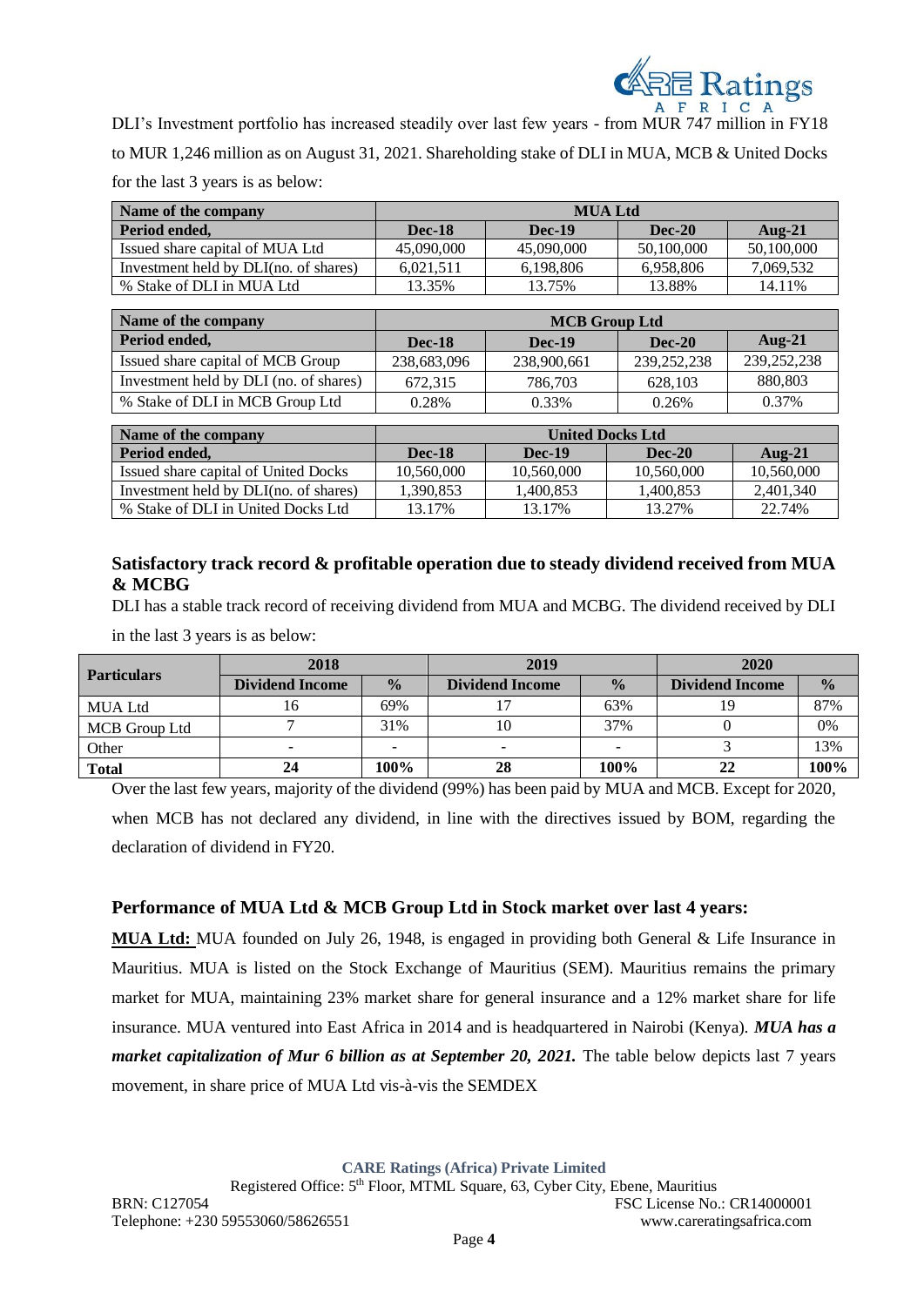DLI's Investment portfolio has increased steadily over last few years - from MUR 747 million in FY18 to MUR 1,246 million as on August 31, 2021. Shareholding stake of DLI in MUA, MCB & United Docks for the last 3 years is as below:

| Name of the company | MUA Ltd | | | |
|---|---|---|---|---|
| **Period ended,** | **Dec-18** | **Dec-19** | **Dec-20** | **Aug-21** |
| Issued share capital of MUA Ltd | 45,090,000 | 45,090,000 | 50,100,000 | 50,100,000 |
| Investment held by DLI(no. of shares) | 6,021,511 | 6,198,806 | 6,958,806 | 7,069,532 |
| % Stake of DLI in MUA Ltd | 13.35% | 13.75% | 13.88% | 14.11% |

| Name of the company | MCB Group Ltd | | | |
|---|---|---|---|---|
| **Period ended,** | **Dec-18** | **Dec-19** | **Dec-20** | **Aug-21** |
| Issued share capital of MCB Group | 238,683,096 | 238,900,661 | 239,252,238 | 239,252,238 |
| Investment held by DLI (no. of shares) | 672,315 | 786,703 | 628,103 | 880,803 |
| % Stake of DLI in MCB Group Ltd | 0.28% | 0.33% | 0.26% | 0.37% |

| Name of the company | United Docks Ltd | | | |
|---|---|---|---|---|
| **Period ended,** | **Dec-18** | **Dec-19** | **Dec-20** | **Aug-21** |
| Issued share capital of United Docks | 10,560,000 | 10,560,000 | 10,560,000 | 10,560,000 |
| Investment held by DLI(no. of shares) | 1,390,853 | 1,400,853 | 1,400,853 | 2,401,340 |
| % Stake of DLI in United Docks Ltd | 13.17% | 13.17% | 13.27% | 22.74% |

### Satisfactory track record & profitable operation due to steady dividend received from MUA & MCBG

DLI has a stable track record of receiving dividend from MUA and MCBG. The dividend received by DLI in the last 3 years is as below:

| Particulars | 2018 | | 2019 | | 2020 | |
|---|---|---|---|---|---|---|
| | **Dividend Income** | **%** | **Dividend Income** | **%** | **Dividend Income** | **%** |
| MUA Ltd | 16 | 69% | 17 | 63% | 19 | 87% |
| MCB Group Ltd | 7 | 31% | 10 | 37% | 0 | 0% |
| Other | - | - | - | - | 3 | 13% |
| **Total** | **24** | **100%** | **28** | **100%** | **22** | **100%** |

Over the last few years, majority of the dividend (99%) has been paid by MUA and MCB. Except for 2020, when MCB has not declared any dividend, in line with the directives issued by BOM, regarding the declaration of dividend in FY20.

### Performance of MUA Ltd & MCB Group Ltd in Stock market over last 4 years:

**MUA Ltd:** MUA founded on July 26, 1948, is engaged in providing both General & Life Insurance in Mauritius. MUA is listed on the Stock Exchange of Mauritius (SEM). Mauritius remains the primary market for MUA, maintaining 23% market share for general insurance and a 12% market share for life insurance. MUA ventured into East Africa in 2014 and is headquartered in Nairobi (Kenya). ***MUA has a market capitalization of Mur 6 billion as at September 20, 2021.*** The table below depicts last 7 years movement, in share price of MUA Ltd vis-à-vis the SEMDEX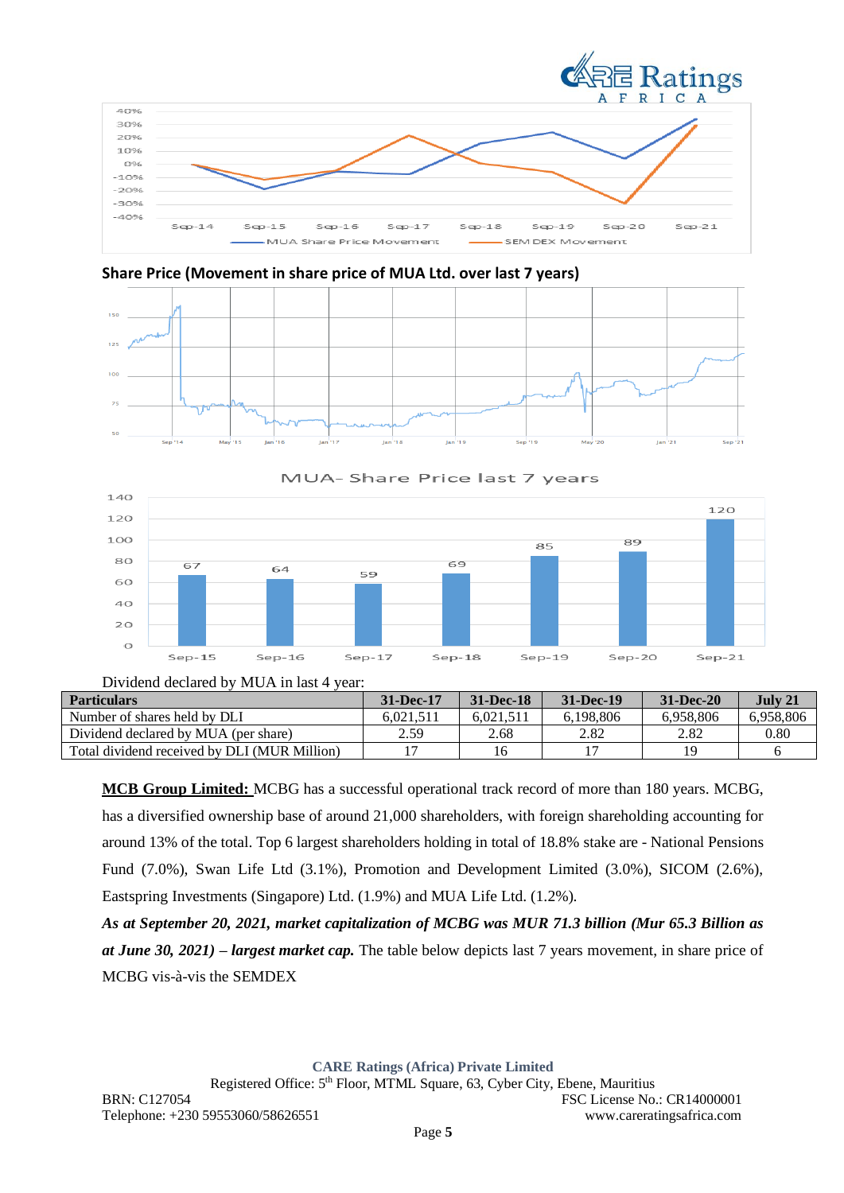**Share Price (Movement in share price of MUA Ltd. over last 7 years)**

Dividend declared by MUA in last 4 year:

| Particulars | 31-Dec-17 | 31-Dec-18 | 31-Dec-19 | 31-Dec-20 | July 21 |
|---|---|---|---|---|---|
| Number of shares held by DLI | 6,021,511 | 6,021,511 | 6,198,806 | 6,958,806 | 6,958,806 |
| Dividend declared by MUA (per share) | 2.59 | 2.68 | 2.82 | 2.82 | 0.80 |
| Total dividend received by DLI (MUR Million) | 17 | 16 | 17 | 19 | 6 |

**MCB Group Limited:** MCBG has a successful operational track record of more than 180 years. MCBG, has a diversified ownership base of around 21,000 shareholders, with foreign shareholding accounting for around 13% of the total. Top 6 largest shareholders holding in total of 18.8% stake are - National Pensions Fund (7.0%), Swan Life Ltd (3.1%), Promotion and Development Limited (3.0%), SICOM (2.6%), Eastspring Investments (Singapore) Ltd. (1.9%) and MUA Life Ltd. (1.2%).

***As at September 20, 2021, market capitalization of MCBG was MUR 71.3 billion (Mur 65.3 Billion as at June 30, 2021) – largest market cap.*** The table below depicts last 7 years movement, in share price of MCBG vis-à-vis the SEMDEX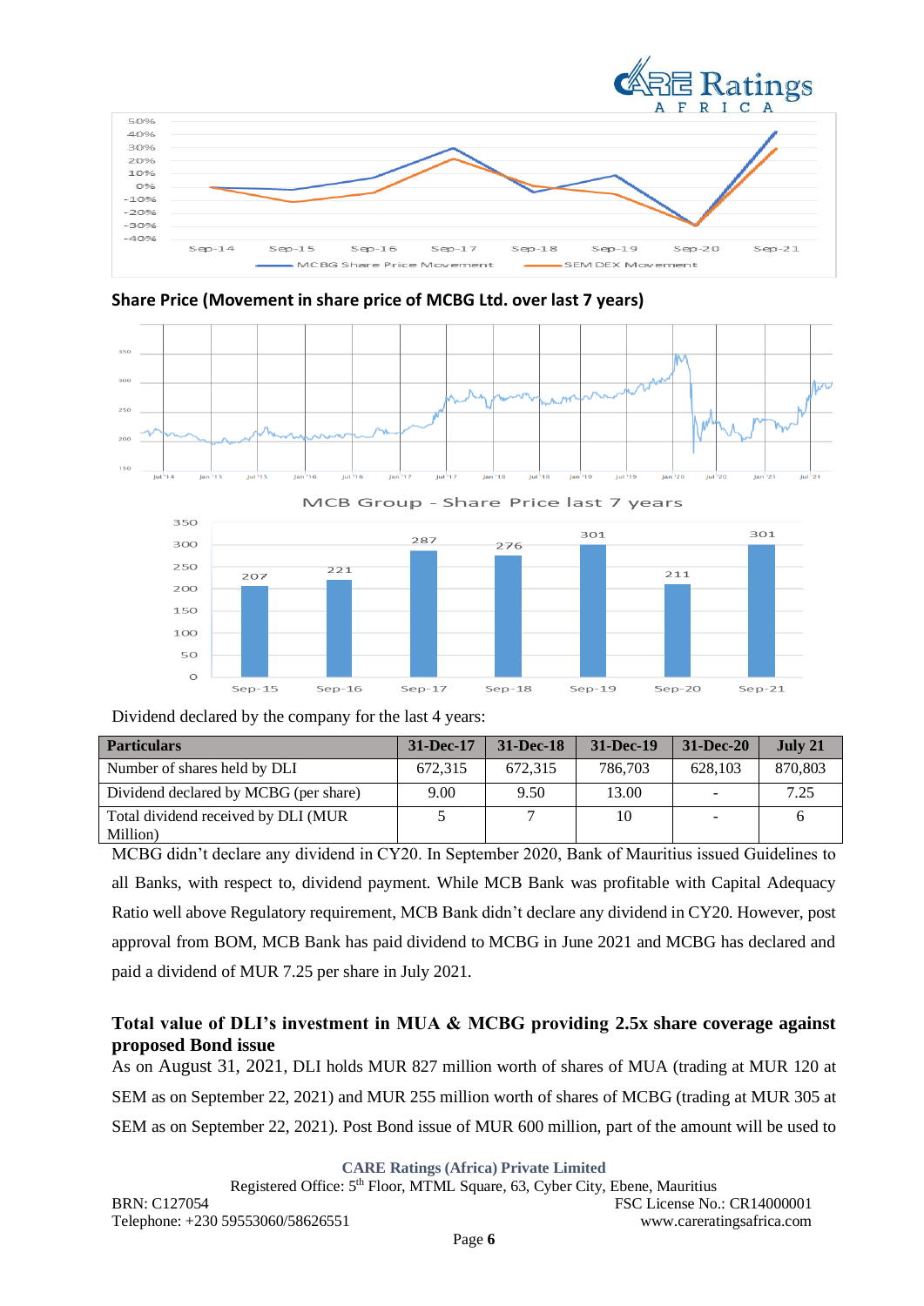Share Price (Movement in share price of MCBG Ltd. over last 7 years)

Dividend declared by the company for the last 4 years:

| Particulars | 31-Dec-17 | 31-Dec-18 | 31-Dec-19 | 31-Dec-20 | July 21 |
|---|---|---|---|---|---|
| Number of shares held by DLI | 672,315 | 672,315 | 786,703 | 628,103 | 870,803 |
| Dividend declared by MCBG (per share) | 9.00 | 9.50 | 13.00 | - | 7.25 |
| Total dividend received by DLI (MUR Million) | 5 | 7 | 10 | - | 6 |

MCBG didn't declare any dividend in CY20. In September 2020, Bank of Mauritius issued Guidelines to all Banks, with respect to, dividend payment. While MCB Bank was profitable with Capital Adequacy Ratio well above Regulatory requirement, MCB Bank didn't declare any dividend in CY20. However, post approval from BOM, MCB Bank has paid dividend to MCBG in June 2021 and MCBG has declared and paid a dividend of MUR 7.25 per share in July 2021.

**Total value of DLI's investment in MUA & MCBG providing 2.5x share coverage against proposed Bond issue**

As on August 31, 2021, DLI holds MUR 827 million worth of shares of MUA (trading at MUR 120 at SEM as on September 22, 2021) and MUR 255 million worth of shares of MCBG (trading at MUR 305 at SEM as on September 22, 2021). Post Bond issue of MUR 600 million, part of the amount will be used to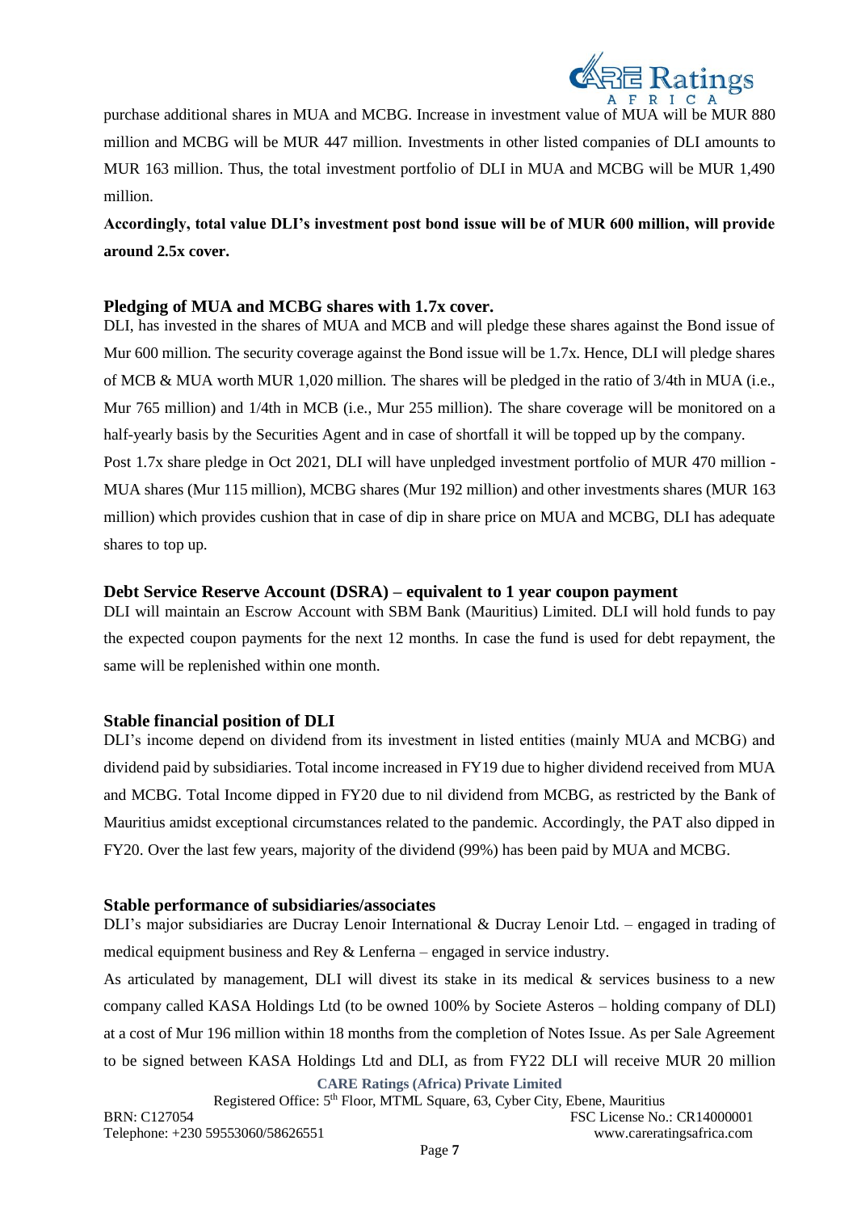purchase additional shares in MUA and MCBG. Increase in investment value of MUA will be MUR 880 million and MCBG will be MUR 447 million. Investments in other listed companies of DLI amounts to MUR 163 million. Thus, the total investment portfolio of DLI in MUA and MCBG will be MUR 1,490 million.

**Accordingly, total value DLI's investment post bond issue will be of MUR 600 million, will provide around 2.5x cover.**

### Pledging of MUA and MCBG shares with 1.7x cover.

DLI, has invested in the shares of MUA and MCB and will pledge these shares against the Bond issue of Mur 600 million. The security coverage against the Bond issue will be 1.7x. Hence, DLI will pledge shares of MCB & MUA worth MUR 1,020 million. The shares will be pledged in the ratio of 3/4th in MUA (i.e., Mur 765 million) and 1/4th in MCB (i.e., Mur 255 million). The share coverage will be monitored on a half-yearly basis by the Securities Agent and in case of shortfall it will be topped up by the company.

Post 1.7x share pledge in Oct 2021, DLI will have unpledged investment portfolio of MUR 470 million - MUA shares (Mur 115 million), MCBG shares (Mur 192 million) and other investments shares (MUR 163 million) which provides cushion that in case of dip in share price on MUA and MCBG, DLI has adequate shares to top up.

### Debt Service Reserve Account (DSRA) – equivalent to 1 year coupon payment

DLI will maintain an Escrow Account with SBM Bank (Mauritius) Limited. DLI will hold funds to pay the expected coupon payments for the next 12 months. In case the fund is used for debt repayment, the same will be replenished within one month.

### Stable financial position of DLI

DLI's income depend on dividend from its investment in listed entities (mainly MUA and MCBG) and dividend paid by subsidiaries. Total income increased in FY19 due to higher dividend received from MUA and MCBG. Total Income dipped in FY20 due to nil dividend from MCBG, as restricted by the Bank of Mauritius amidst exceptional circumstances related to the pandemic. Accordingly, the PAT also dipped in FY20. Over the last few years, majority of the dividend (99%) has been paid by MUA and MCBG.

### Stable performance of subsidiaries/associates

DLI's major subsidiaries are Ducray Lenoir International & Ducray Lenoir Ltd. – engaged in trading of medical equipment business and Rey & Lenferna – engaged in service industry.

As articulated by management, DLI will divest its stake in its medical & services business to a new company called KASA Holdings Ltd (to be owned 100% by Societe Asteros – holding company of DLI) at a cost of Mur 196 million within 18 months from the completion of Notes Issue. As per Sale Agreement to be signed between KASA Holdings Ltd and DLI, as from FY22 DLI will receive MUR 20 million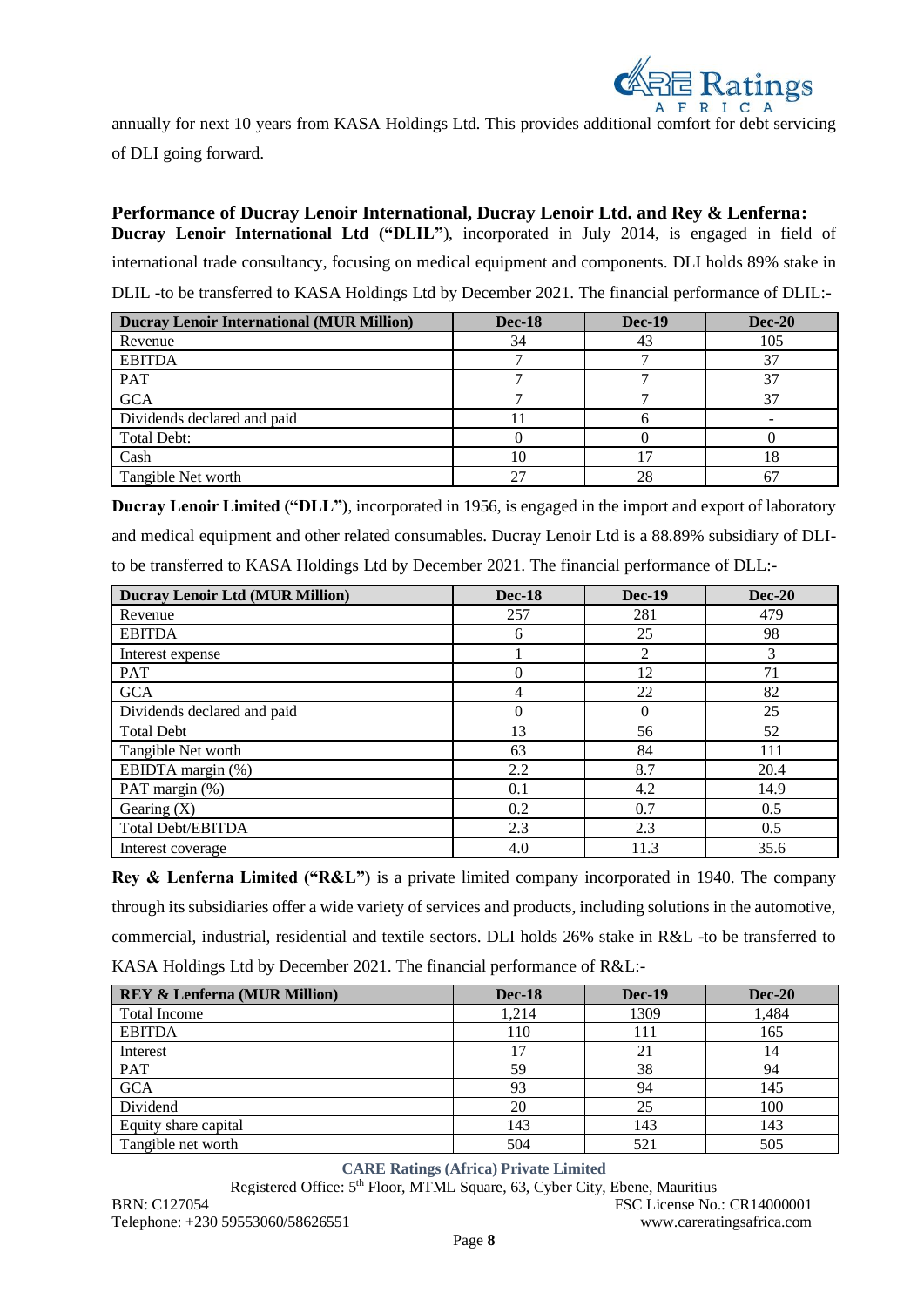annually for next 10 years from KASA Holdings Ltd. This provides additional comfort for debt servicing of DLI going forward.

**Performance of Ducray Lenoir International, Ducray Lenoir Ltd. and Rey & Lenferna:**

**Ducray Lenoir International Ltd ("DLIL")**, incorporated in July 2014, is engaged in field of international trade consultancy, focusing on medical equipment and components. DLI holds 89% stake in DLIL -to be transferred to KASA Holdings Ltd by December 2021. The financial performance of DLIL:-

| Ducray Lenoir International (MUR Million) | Dec-18 | Dec-19 | Dec-20 |
|---|---|---|---|
| Revenue | 34 | 43 | 105 |
| EBITDA | 7 | 7 | 37 |
| PAT | 7 | 7 | 37 |
| GCA | 7 | 7 | 37 |
| Dividends declared and paid | 11 | 6 | - |
| Total Debt: | 0 | 0 | 0 |
| Cash | 10 | 17 | 18 |
| Tangible Net worth | 27 | 28 | 67 |

**Ducray Lenoir Limited ("DLL")**, incorporated in 1956, is engaged in the import and export of laboratory and medical equipment and other related consumables. Ducray Lenoir Ltd is a 88.89% subsidiary of DLI-to be transferred to KASA Holdings Ltd by December 2021. The financial performance of DLL:-

| Ducray Lenoir Ltd (MUR Million) | Dec-18 | Dec-19 | Dec-20 |
|---|---|---|---|
| Revenue | 257 | 281 | 479 |
| EBITDA | 6 | 25 | 98 |
| Interest expense | 1 | 2 | 3 |
| PAT | 0 | 12 | 71 |
| GCA | 4 | 22 | 82 |
| Dividends declared and paid | 0 | 0 | 25 |
| Total Debt | 13 | 56 | 52 |
| Tangible Net worth | 63 | 84 | 111 |
| EBIDTA margin (%) | 2.2 | 8.7 | 20.4 |
| PAT margin (%) | 0.1 | 4.2 | 14.9 |
| Gearing (X) | 0.2 | 0.7 | 0.5 |
| Total Debt/EBITDA | 2.3 | 2.3 | 0.5 |
| Interest coverage | 4.0 | 11.3 | 35.6 |

**Rey & Lenferna Limited ("R&L")** is a private limited company incorporated in 1940. The company through its subsidiaries offer a wide variety of services and products, including solutions in the automotive, commercial, industrial, residential and textile sectors. DLI holds 26% stake in R&L -to be transferred to KASA Holdings Ltd by December 2021. The financial performance of R&L:-

| REY & Lenferna (MUR Million) | Dec-18 | Dec-19 | Dec-20 |
|---|---|---|---|
| Total Income | 1,214 | 1309 | 1,484 |
| EBITDA | 110 | 111 | 165 |
| Interest | 17 | 21 | 14 |
| PAT | 59 | 38 | 94 |
| GCA | 93 | 94 | 145 |
| Dividend | 20 | 25 | 100 |
| Equity share capital | 143 | 143 | 143 |
| Tangible net worth | 504 | 521 | 505 |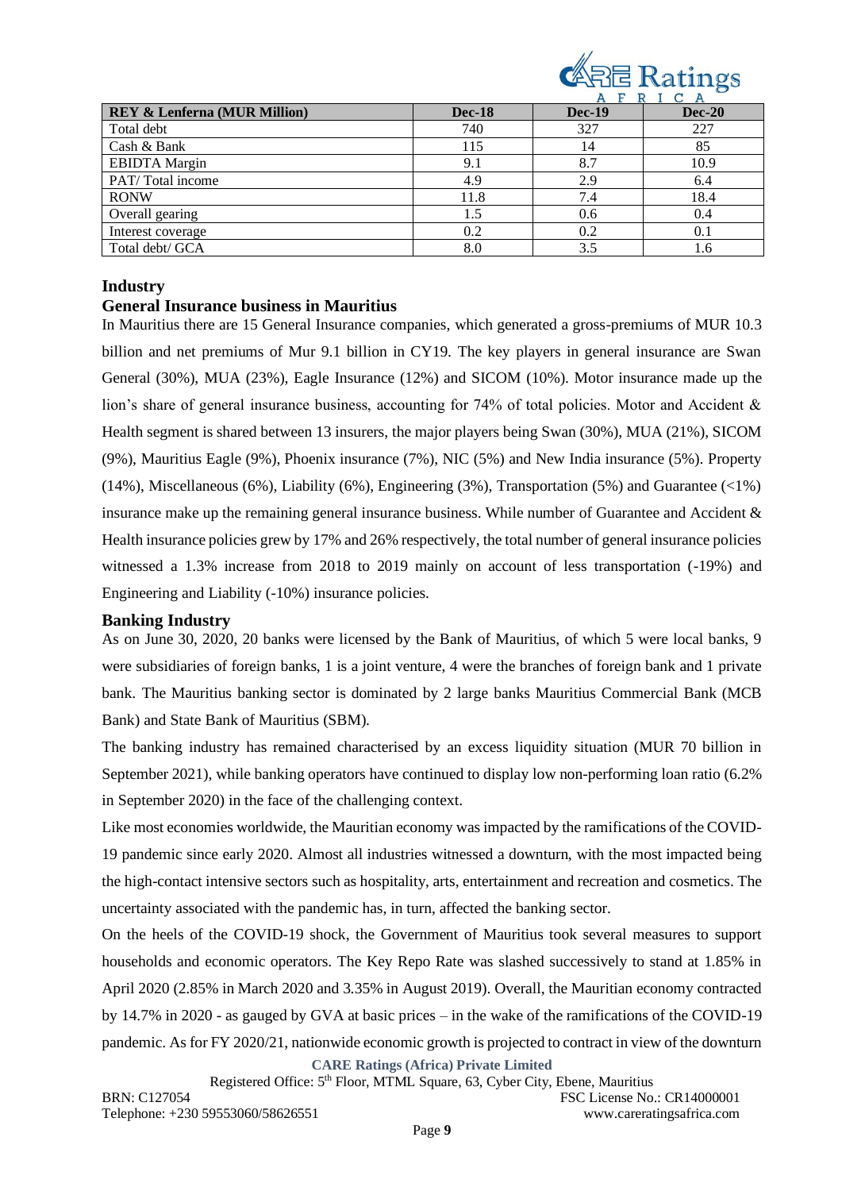| REY & Lenferna (MUR Million) | Dec-18 | Dec-19 | Dec-20 |
| --- | --- | --- | --- |
| Total debt | 740 | 327 | 227 |
| Cash & Bank | 115 | 14 | 85 |
| EBIDTA Margin | 9.1 | 8.7 | 10.9 |
| PAT/ Total income | 4.9 | 2.9 | 6.4 |
| RONW | 11.8 | 7.4 | 18.4 |
| Overall gearing | 1.5 | 0.6 | 0.4 |
| Interest coverage | 0.2 | 0.2 | 0.1 |
| Total debt/ GCA | 8.0 | 3.5 | 1.6 |

## Industry

### General Insurance business in Mauritius

In Mauritius there are 15 General Insurance companies, which generated a gross-premiums of MUR 10.3 billion and net premiums of Mur 9.1 billion in CY19. The key players in general insurance are Swan General (30%), MUA (23%), Eagle Insurance (12%) and SICOM (10%). Motor insurance made up the lion's share of general insurance business, accounting for 74% of total policies. Motor and Accident & Health segment is shared between 13 insurers, the major players being Swan (30%), MUA (21%), SICOM (9%), Mauritius Eagle (9%), Phoenix insurance (7%), NIC (5%) and New India insurance (5%). Property (14%), Miscellaneous (6%), Liability (6%), Engineering (3%), Transportation (5%) and Guarantee (<1%) insurance make up the remaining general insurance business. While number of Guarantee and Accident & Health insurance policies grew by 17% and 26% respectively, the total number of general insurance policies witnessed a 1.3% increase from 2018 to 2019 mainly on account of less transportation (-19%) and Engineering and Liability (-10%) insurance policies.

### Banking Industry

As on June 30, 2020, 20 banks were licensed by the Bank of Mauritius, of which 5 were local banks, 9 were subsidiaries of foreign banks, 1 is a joint venture, 4 were the branches of foreign bank and 1 private bank. The Mauritius banking sector is dominated by 2 large banks Mauritius Commercial Bank (MCB Bank) and State Bank of Mauritius (SBM).

The banking industry has remained characterised by an excess liquidity situation (MUR 70 billion in September 2021), while banking operators have continued to display low non-performing loan ratio (6.2% in September 2020) in the face of the challenging context.

Like most economies worldwide, the Mauritian economy was impacted by the ramifications of the COVID-19 pandemic since early 2020. Almost all industries witnessed a downturn, with the most impacted being the high-contact intensive sectors such as hospitality, arts, entertainment and recreation and cosmetics. The uncertainty associated with the pandemic has, in turn, affected the banking sector.

On the heels of the COVID-19 shock, the Government of Mauritius took several measures to support households and economic operators. The Key Repo Rate was slashed successively to stand at 1.85% in April 2020 (2.85% in March 2020 and 3.35% in August 2019). Overall, the Mauritian economy contracted by 14.7% in 2020 - as gauged by GVA at basic prices – in the wake of the ramifications of the COVID-19 pandemic. As for FY 2020/21, nationwide economic growth is projected to contract in view of the downturn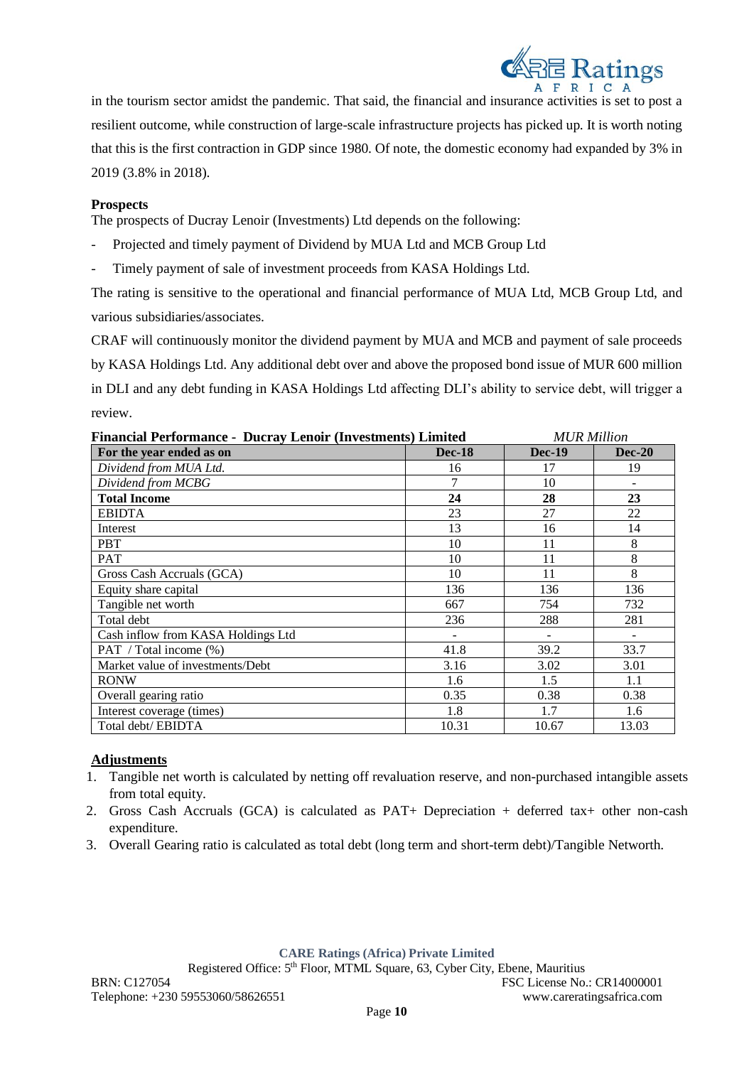in the tourism sector amidst the pandemic. That said, the financial and insurance activities is set to post a resilient outcome, while construction of large-scale infrastructure projects has picked up. It is worth noting that this is the first contraction in GDP since 1980. Of note, the domestic economy had expanded by 3% in 2019 (3.8% in 2018).

**Prospects**

The prospects of Ducray Lenoir (Investments) Ltd depends on the following:

- Projected and timely payment of Dividend by MUA Ltd and MCB Group Ltd
- Timely payment of sale of investment proceeds from KASA Holdings Ltd.

The rating is sensitive to the operational and financial performance of MUA Ltd, MCB Group Ltd, and various subsidiaries/associates.

CRAF will continuously monitor the dividend payment by MUA and MCB and payment of sale proceeds by KASA Holdings Ltd. Any additional debt over and above the proposed bond issue of MUR 600 million in DLI and any debt funding in KASA Holdings Ltd affecting DLI's ability to service debt, will trigger a review.

**Financial Performance - Ducray Lenoir (Investments) Limited** *MUR Million*

| For the year ended as on | Dec-18 | Dec-19 | Dec-20 |
|---|---|---|---|
| *Dividend from MUA Ltd.* | 16 | 17 | 19 |
| *Dividend from MCBG* | 7 | 10 | - |
| **Total Income** | **24** | **28** | **23** |
| EBIDTA | 23 | 27 | 22 |
| Interest | 13 | 16 | 14 |
| PBT | 10 | 11 | 8 |
| PAT | 10 | 11 | 8 |
| Gross Cash Accruals (GCA) | 10 | 11 | 8 |
| Equity share capital | 136 | 136 | 136 |
| Tangible net worth | 667 | 754 | 732 |
| Total debt | 236 | 288 | 281 |
| Cash inflow from KASA Holdings Ltd | - | - | - |
| PAT / Total income (%) | 41.8 | 39.2 | 33.7 |
| Market value of investments/Debt | 3.16 | 3.02 | 3.01 |
| RONW | 1.6 | 1.5 | 1.1 |
| Overall gearing ratio | 0.35 | 0.38 | 0.38 |
| Interest coverage (times) | 1.8 | 1.7 | 1.6 |
| Total debt/ EBIDTA | 10.31 | 10.67 | 13.03 |

**Adjustments**

1. Tangible net worth is calculated by netting off revaluation reserve, and non-purchased intangible assets from total equity.
2. Gross Cash Accruals (GCA) is calculated as PAT+ Depreciation + deferred tax+ other non-cash expenditure.
3. Overall Gearing ratio is calculated as total debt (long term and short-term debt)/Tangible Networth.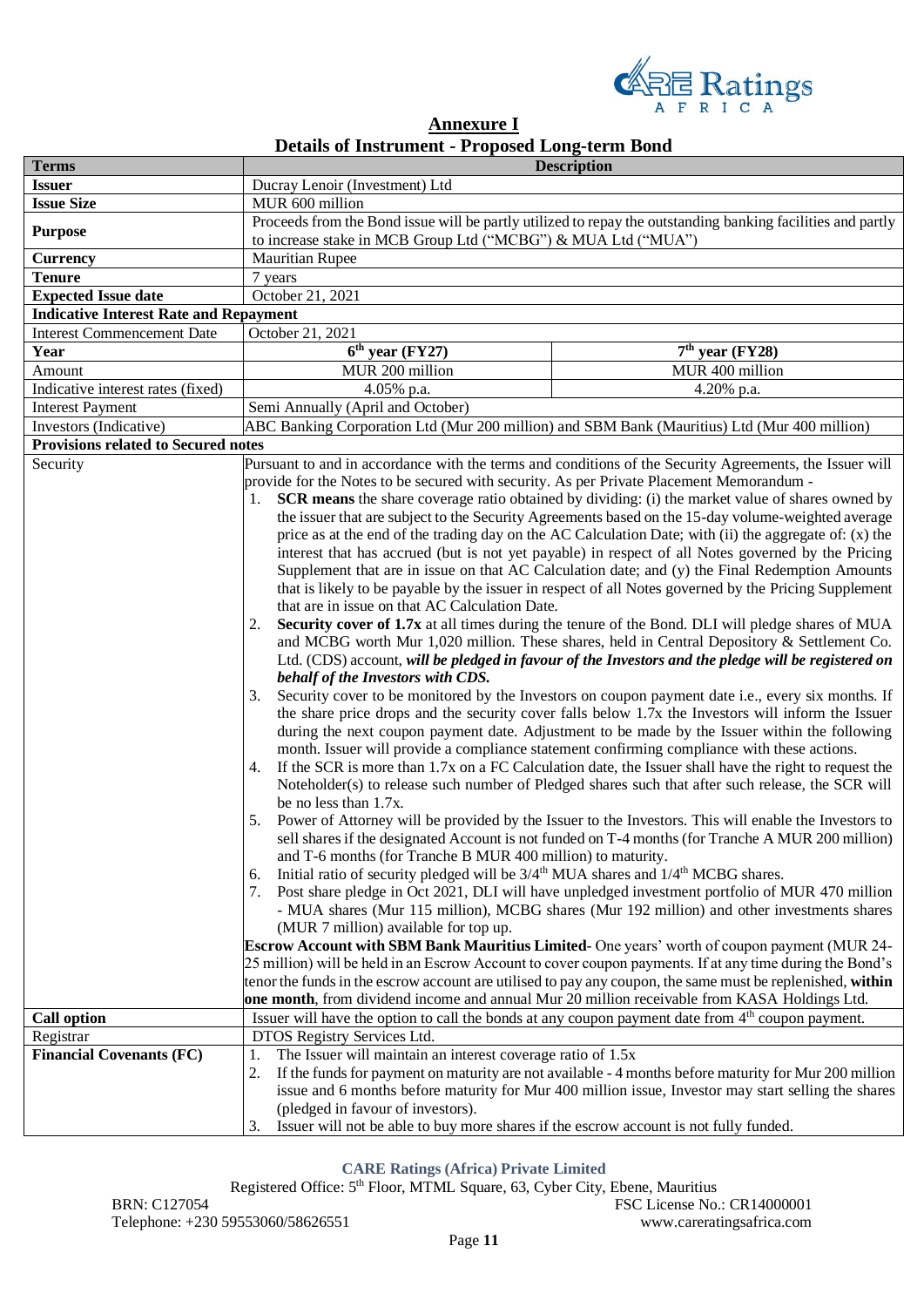## Annexure I

## Details of Instrument - Proposed Long-term Bond

| Terms | Description | |
|---|---|---|
| **Issuer** | Ducray Lenoir (Investment) Ltd | |
| **Issue Size** | MUR 600 million | |
| **Purpose** | Proceeds from the Bond issue will be partly utilized to repay the outstanding banking facilities and partly to increase stake in MCB Group Ltd ("MCBG") & MUA Ltd ("MUA") | |
| **Currency** | Mauritian Rupee | |
| **Tenure** | 7 years | |
| **Expected Issue date** | October 21, 2021 | |
| **Indicative Interest Rate and Repayment** | | |
| Interest Commencement Date | October 21, 2021 | |
| **Year** | **6th year (FY27)** | **7th year (FY28)** |
| Amount | MUR 200 million | MUR 400 million |
| Indicative interest rates (fixed) | 4.05% p.a. | 4.20% p.a. |
| Interest Payment | Semi Annually (April and October) | |
| Investors (Indicative) | ABC Banking Corporation Ltd (Mur 200 million) and SBM Bank (Mauritius) Ltd (Mur 400 million) | |
| **Provisions related to Secured notes** | | |
| Security | Pursuant to and in accordance with the terms and conditions of the Security Agreements, the Issuer will provide for the Notes to be secured with security. As per Private Placement Memorandum -<br>1. **SCR means** the share coverage ratio obtained by dividing: (i) the market value of shares owned by the issuer that are subject to the Security Agreements based on the 15-day volume-weighted average price as at the end of the trading day on the AC Calculation Date; with (ii) the aggregate of: (x) the interest that has accrued (but is not yet payable) in respect of all Notes governed by the Pricing Supplement that are in issue on that AC Calculation date; and (y) the Final Redemption Amounts that is likely to be payable by the issuer in respect of all Notes governed by the Pricing Supplement that are in issue on that AC Calculation Date.<br>2. **Security cover of 1.7x** at all times during the tenure of the Bond. DLI will pledge shares of MUA and MCBG worth Mur 1,020 million. These shares, held in Central Depository & Settlement Co. Ltd. (CDS) account, ***will be pledged in favour of the Investors and the pledge will be registered on behalf of the Investors with CDS.***<br>3. Security cover to be monitored by the Investors on coupon payment date i.e., every six months. If the share price drops and the security cover falls below 1.7x the Investors will inform the Issuer during the next coupon payment date. Adjustment to be made by the Issuer within the following month. Issuer will provide a compliance statement confirming compliance with these actions.<br>4. If the SCR is more than 1.7x on a FC Calculation date, the Issuer shall have the right to request the Noteholder(s) to release such number of Pledged shares such that after such release, the SCR will be no less than 1.7x.<br>5. Power of Attorney will be provided by the Issuer to the Investors. This will enable the Investors to sell shares if the designated Account is not funded on T-4 months (for Tranche A MUR 200 million) and T-6 months (for Tranche B MUR 400 million) to maturity.<br>6. Initial ratio of security pledged will be 3/4th MUA shares and 1/4th MCBG shares.<br>7. Post share pledge in Oct 2021, DLI will have unpledged investment portfolio of MUR 470 million - MUA shares (Mur 115 million), MCBG shares (Mur 192 million) and other investments shares (MUR 7 million) available for top up.<br>**Escrow Account with SBM Bank Mauritius Limited**- One years' worth of coupon payment (MUR 24-25 million) will be held in an Escrow Account to cover coupon payments. If at any time during the Bond's tenor the funds in the escrow account are utilised to pay any coupon, the same must be replenished, **within one month**, from dividend income and annual Mur 20 million receivable from KASA Holdings Ltd. | |
| **Call option** | Issuer will have the option to call the bonds at any coupon payment date from 4th coupon payment. | |
| Registrar | DTOS Registry Services Ltd. | |
| **Financial Covenants (FC)** | 1. The Issuer will maintain an interest coverage ratio of 1.5x<br>2. If the funds for payment on maturity are not available - 4 months before maturity for Mur 200 million issue and 6 months before maturity for Mur 400 million issue, Investor may start selling the shares (pledged in favour of investors).<br>3. Issuer will not be able to buy more shares if the escrow account is not fully funded. | |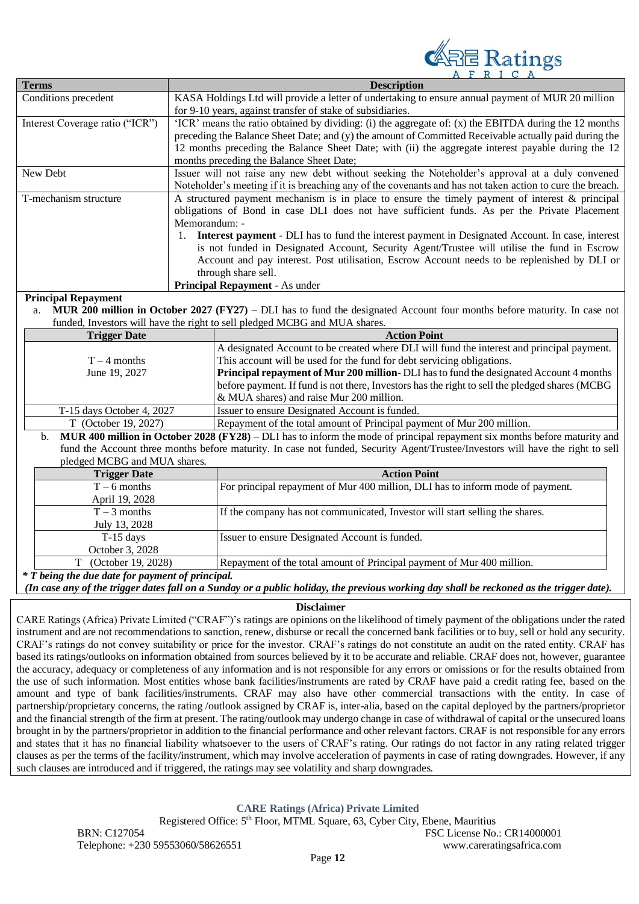| Terms | Description |
|---|---|
| Conditions precedent | KASA Holdings Ltd will provide a letter of undertaking to ensure annual payment of MUR 20 million for 9-10 years, against transfer of stake of subsidiaries. |
| Interest Coverage ratio ("ICR") | 'ICR' means the ratio obtained by dividing: (i) the aggregate of: (x) the EBITDA during the 12 months preceding the Balance Sheet Date; and (y) the amount of Committed Receivable actually paid during the 12 months preceding the Balance Sheet Date; with (ii) the aggregate interest payable during the 12 months preceding the Balance Sheet Date; |
| New Debt | Issuer will not raise any new debt without seeking the Noteholder's approval at a duly convened Noteholder's meeting if it is breaching any of the covenants and has not taken action to cure the breach. |
| T-mechanism structure | A structured payment mechanism is in place to ensure the timely payment of interest & principal obligations of Bond in case DLI does not have sufficient funds. As per the Private Placement Memorandum: - <br>1. **Interest payment** - DLI has to fund the interest payment in Designated Account. In case, interest is not funded in Designated Account, Security Agent/Trustee will utilise the fund in Escrow Account and pay interest. Post utilisation, Escrow Account needs to be replenished by DLI or through share sell. <br>**Principal Repayment** - As under |

**Principal Repayment**

a. **MUR 200 million in October 2027 (FY27)** – DLI has to fund the designated Account four months before maturity. In case not funded, Investors will have the right to sell pledged MCBG and MUA shares.

| Trigger Date | Action Point |
|---|---|
| T – 4 months<br>June 19, 2027 | A designated Account to be created where DLI will fund the interest and principal payment. This account will be used for the fund for debt servicing obligations.<br>**Principal repayment of Mur 200 million**- DLI has to fund the designated Account 4 months before payment. If fund is not there, Investors has the right to sell the pledged shares (MCBG & MUA shares) and raise Mur 200 million. |
| T-15 days October 4, 2027 | Issuer to ensure Designated Account is funded. |
| T (October 19, 2027) | Repayment of the total amount of Principal payment of Mur 200 million. |

b. **MUR 400 million in October 2028 (FY28)** – DLI has to inform the mode of principal repayment six months before maturity and fund the Account three months before maturity. In case not funded, Security Agent/Trustee/Investors will have the right to sell pledged MCBG and MUA shares.

| Trigger Date | Action Point |
|---|---|
| T – 6 months<br>April 19, 2028 | For principal repayment of Mur 400 million, DLI has to inform mode of payment. |
| T – 3 months<br>July 13, 2028 | If the company has not communicated, Investor will start selling the shares. |
| T-15 days<br>October 3, 2028 | Issuer to ensure Designated Account is funded. |
| T (October 19, 2028) | Repayment of the total amount of Principal payment of Mur 400 million. |

***T being the due date for payment of principal.***

***(In case any of the trigger dates fall on a Sunday or a public holiday, the previous working day shall be reckoned as the trigger date).***

**Disclaimer**

CARE Ratings (Africa) Private Limited ("CRAF")'s ratings are opinions on the likelihood of timely payment of the obligations under the rated instrument and are not recommendations to sanction, renew, disburse or recall the concerned bank facilities or to buy, sell or hold any security. CRAF's ratings do not convey suitability or price for the investor. CRAF's ratings do not constitute an audit on the rated entity. CRAF has based its ratings/outlooks on information obtained from sources believed by it to be accurate and reliable. CRAF does not, however, guarantee the accuracy, adequacy or completeness of any information and is not responsible for any errors or omissions or for the results obtained from the use of such information. Most entities whose bank facilities/instruments are rated by CRAF have paid a credit rating fee, based on the amount and type of bank facilities/instruments. CRAF may also have other commercial transactions with the entity. In case of partnership/proprietary concerns, the rating /outlook assigned by CRAF is, inter-alia, based on the capital deployed by the partners/proprietor and the financial strength of the firm at present. The rating/outlook may undergo change in case of withdrawal of capital or the unsecured loans brought in by the partners/proprietor in addition to the financial performance and other relevant factors. CRAF is not responsible for any errors and states that it has no financial liability whatsoever to the users of CRAF's rating. Our ratings do not factor in any rating related trigger clauses as per the terms of the facility/instrument, which may involve acceleration of payments in case of rating downgrades. However, if any such clauses are introduced and if triggered, the ratings may see volatility and sharp downgrades.